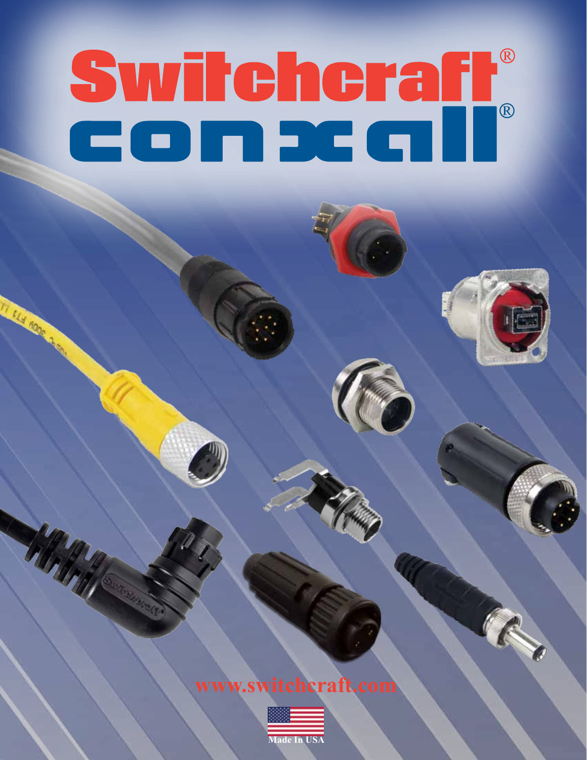# Switchcraft®

# conxall®

www.switchcraft.com

Made In USA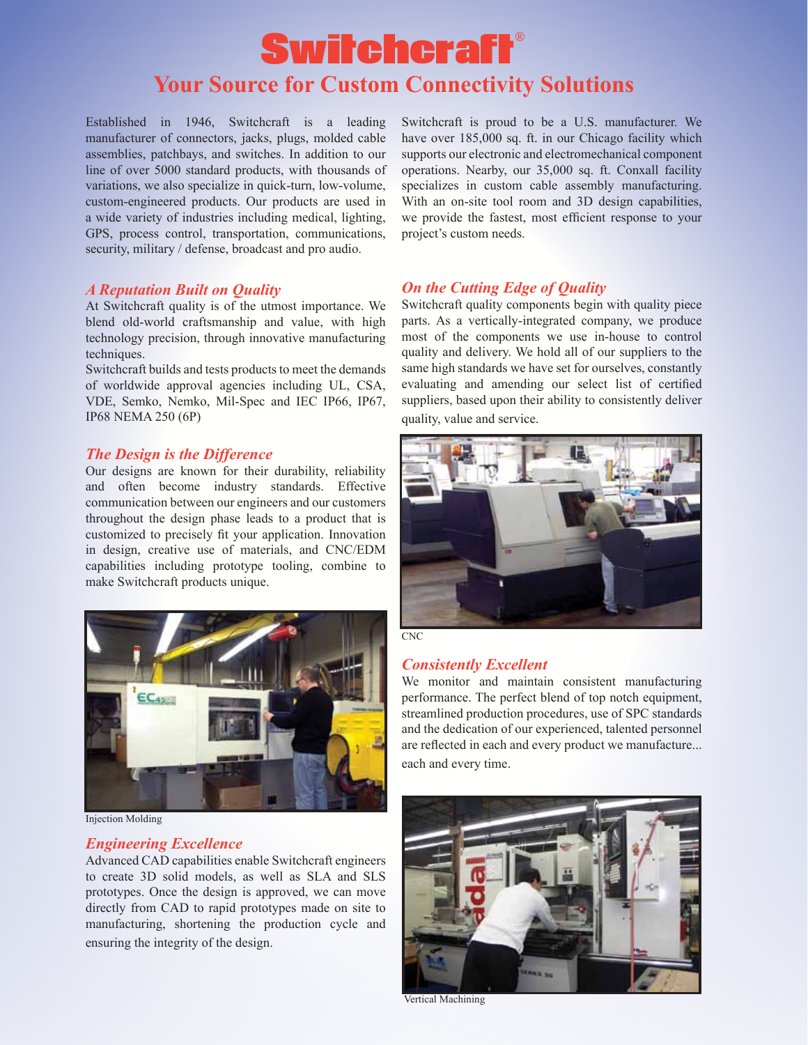# Switchcraft®

## Your Source for Custom Connectivity Solutions

Established in 1946, Switchcraft is a leading manufacturer of connectors, jacks, plugs, molded cable assemblies, patchbays, and switches. In addition to our line of over 5000 standard products, with thousands of variations, we also specialize in quick-turn, low-volume, custom-engineered products. Our products are used in a wide variety of industries including medical, lighting, GPS, process control, transportation, communications, security, military / defense, broadcast and pro audio.

Switchcraft is proud to be a U.S. manufacturer. We have over 185,000 sq. ft. in our Chicago facility which supports our electronic and electromechanical component operations. Nearby, our 35,000 sq. ft. Conxall facility specializes in custom cable assembly manufacturing. With an on-site tool room and 3D design capabilities, we provide the fastest, most efficient response to your project's custom needs.

### *A Reputation Built on Quality*

At Switchcraft quality is of the utmost importance. We blend old-world craftsmanship and value, with high technology precision, through innovative manufacturing techniques.

Switchcraft builds and tests products to meet the demands of worldwide approval agencies including UL, CSA, VDE, Semko, Nemko, Mil-Spec and IEC IP66, IP67, IP68 NEMA 250 (6P)

### *The Design is the Difference*

Our designs are known for their durability, reliability and often become industry standards. Effective communication between our engineers and our customers throughout the design phase leads to a product that is customized to precisely fit your application. Innovation in design, creative use of materials, and CNC/EDM capabilities including prototype tooling, combine to make Switchcraft products unique.

Injection Molding

### *Engineering Excellence*

Advanced CAD capabilities enable Switchcraft engineers to create 3D solid models, as well as SLA and SLS prototypes. Once the design is approved, we can move directly from CAD to rapid prototypes made on site to manufacturing, shortening the production cycle and ensuring the integrity of the design.

### *On the Cutting Edge of Quality*

Switchcraft quality components begin with quality piece parts. As a vertically-integrated company, we produce most of the components we use in-house to control quality and delivery. We hold all of our suppliers to the same high standards we have set for ourselves, constantly evaluating and amending our select list of certified suppliers, based upon their ability to consistently deliver quality, value and service.

CNC

### *Consistently Excellent*

We monitor and maintain consistent manufacturing performance. The perfect blend of top notch equipment, streamlined production procedures, use of SPC standards and the dedication of our experienced, talented personnel are reflected in each and every product we manufacture... each and every time.

Vertical Machining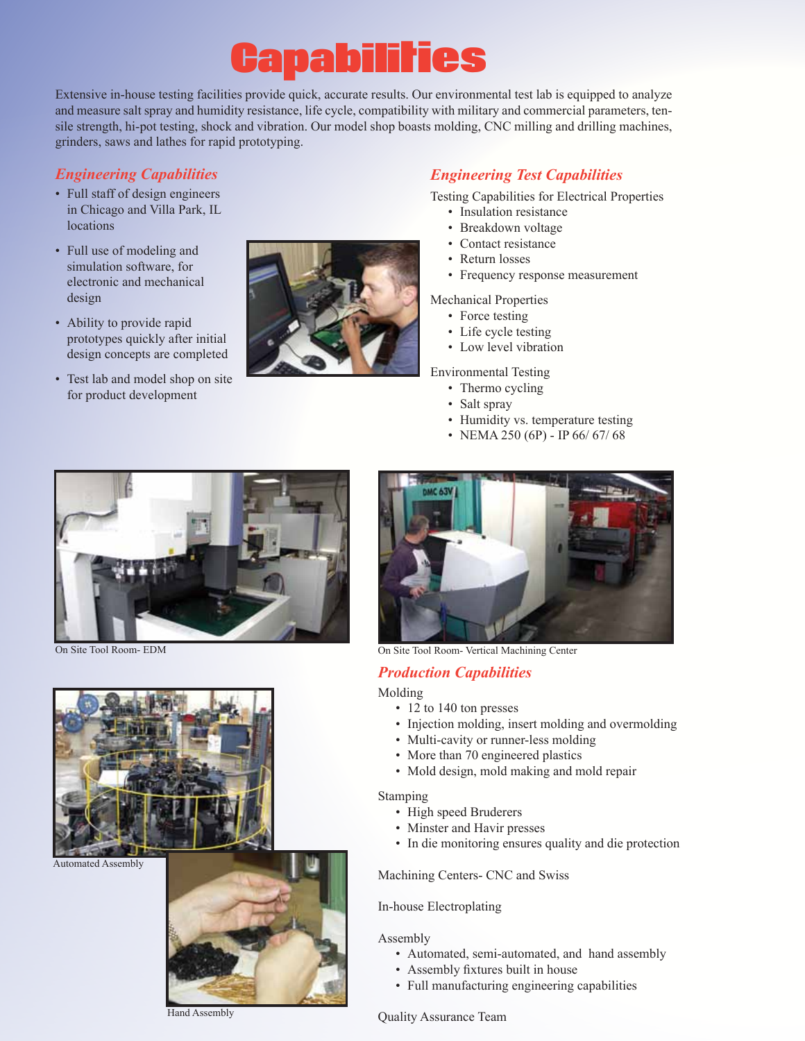# Capabilities

Extensive in-house testing facilities provide quick, accurate results. Our environmental test lab is equipped to analyze and measure salt spray and humidity resistance, life cycle, compatibility with military and commercial parameters, tensile strength, hi-pot testing, shock and vibration. Our model shop boasts molding, CNC milling and drilling machines, grinders, saws and lathes for rapid prototyping.

## *Engineering Capabilities*

- Full staff of design engineers in Chicago and Villa Park, IL locations
- Full use of modeling and simulation software, for electronic and mechanical design
- Ability to provide rapid prototypes quickly after initial design concepts are completed
- Test lab and model shop on site for product development

## *Engineering Test Capabilities*

Testing Capabilities for Electrical Properties

- Insulation resistance
- Breakdown voltage
- Contact resistance
- Return losses
- Frequency response measurement

Mechanical Properties

- Force testing
- Life cycle testing
- Low level vibration

Environmental Testing

- Thermo cycling
- Salt spray
- Humidity vs. temperature testing
- NEMA 250 (6P) - IP 66/ 67/ 68

On Site Tool Room- EDM

On Site Tool Room- Vertical Machining Center

Automated Assembly

Hand Assembly

## *Production Capabilities*

Molding

- 12 to 140 ton presses
- Injection molding, insert molding and overmolding
- Multi-cavity or runner-less molding
- More than 70 engineered plastics
- Mold design, mold making and mold repair

Stamping

- High speed Bruderers
- Minster and Havir presses
- In die monitoring ensures quality and die protection

Machining Centers- CNC and Swiss

In-house Electroplating

Assembly

- Automated, semi-automated, and hand assembly
- Assembly fixtures built in house
- Full manufacturing engineering capabilities

Quality Assurance Team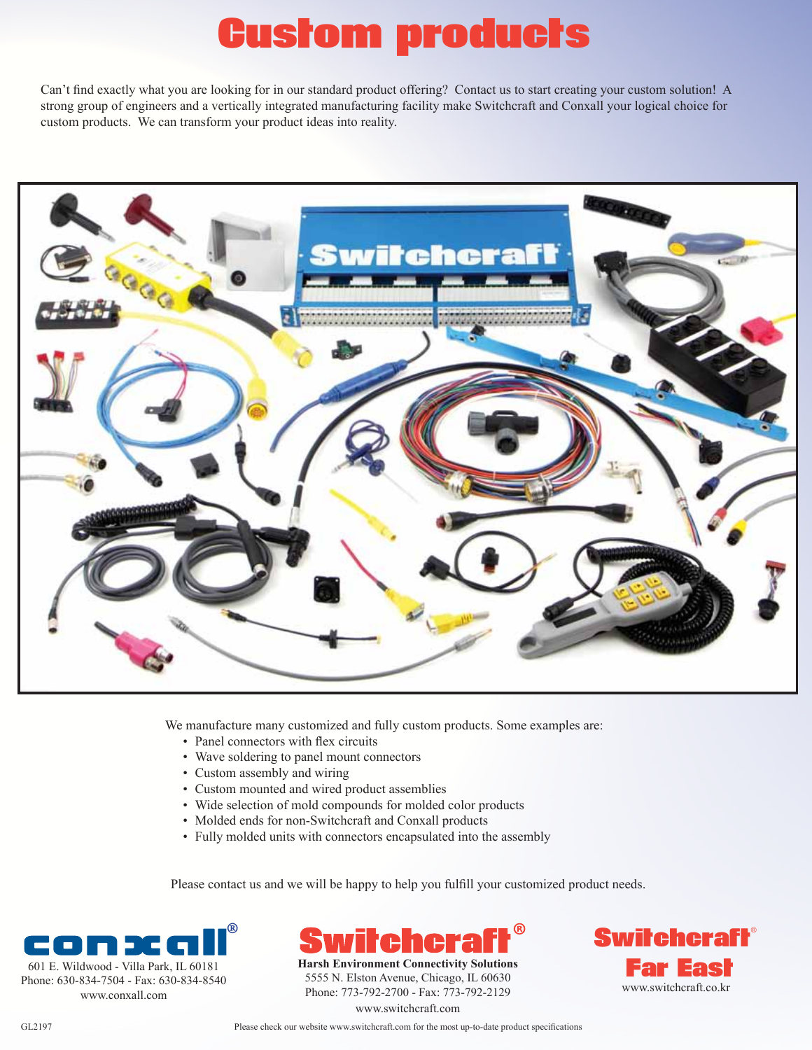# Custom products

Can't find exactly what you are looking for in our standard product offering? Contact us to start creating your custom solution! A strong group of engineers and a vertically integrated manufacturing facility make Switchcraft and Conxall your logical choice for custom products. We can transform your product ideas into reality.

We manufacture many customized and fully custom products. Some examples are:

- Panel connectors with flex circuits
- Wave soldering to panel mount connectors
- Custom assembly and wiring
- Custom mounted and wired product assemblies
- Wide selection of mold compounds for molded color products
- Molded ends for non-Switchcraft and Conxall products
- Fully molded units with connectors encapsulated into the assembly

Please contact us and we will be happy to help you fulfill your customized product needs.

**conxall®**
601 E. Wildwood - Villa Park, IL 60181
Phone: 630-834-7504 - Fax: 630-834-8540
www.conxall.com

**Switchcraft®**
**Harsh Environment Connectivity Solutions**
5555 N. Elston Avenue, Chicago, IL 60630
Phone: 773-792-2700 - Fax: 773-792-2129
www.switchcraft.com

**Switchcraft® Far East**
www.switchcraft.co.kr

GL2197

Please check our website www.switchcraft.com for the most up-to-date product specifications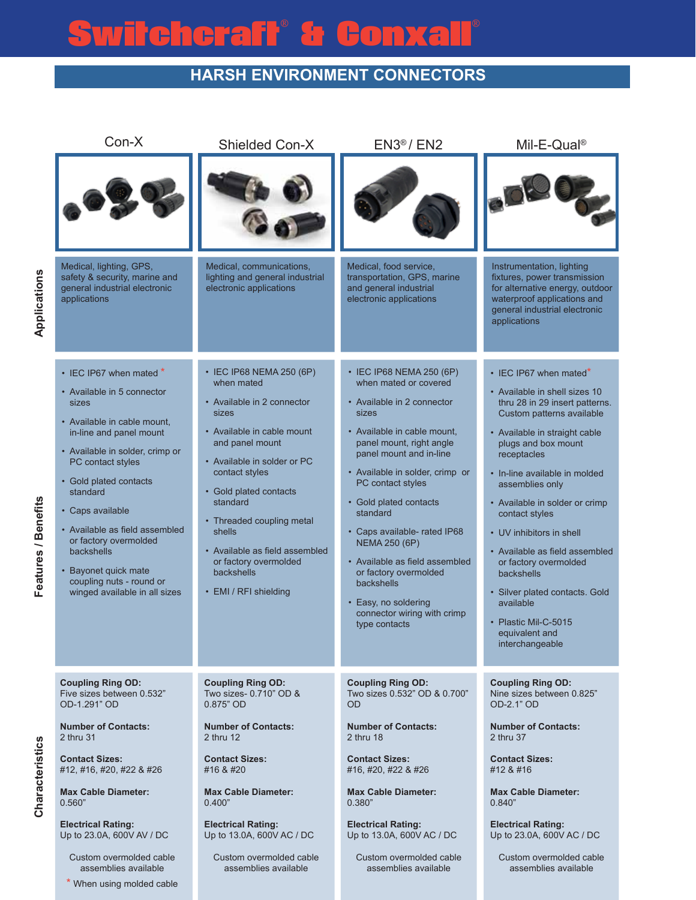# Switchcraft® & Conxall®

## HARSH ENVIRONMENT CONNECTORS

| | Con-X | Shielded Con-X | EN3® / EN2 | Mil-E-Qual® |
|---|---|---|---|---|
| **Applications** | Medical, lighting, GPS, safety & security, marine and general industrial electronic applications | Medical, communications, lighting and general industrial electronic applications | Medical, food service, transportation, GPS, marine and general industrial electronic applications | Instrumentation, lighting fixtures, power transmission for alternative energy, outdoor waterproof applications and general industrial electronic applications |
| **Features / Benefits** | • IEC IP67 when mated *<br>• Available in 5 connector sizes<br>• Available in cable mount, in-line and panel mount<br>• Available in solder, crimp or PC contact styles<br>• Gold plated contacts standard<br>• Caps available<br>• Available as field assembled or factory overmolded backshells<br>• Bayonet quick mate coupling nuts - round or winged available in all sizes | • IEC IP68 NEMA 250 (6P) when mated<br>• Available in 2 connector sizes<br>• Available in cable mount and panel mount<br>• Available in solder or PC contact styles<br>• Gold plated contacts standard<br>• Threaded coupling metal shells<br>• Available as field assembled or factory overmolded backshells<br>• EMI / RFI shielding | • IEC IP68 NEMA 250 (6P) when mated or covered<br>• Available in 2 connector sizes<br>• Available in cable mount, panel mount, right angle panel mount and in-line<br>• Available in solder, crimp or PC contact styles<br>• Gold plated contacts standard<br>• Caps available- rated IP68 NEMA 250 (6P)<br>• Available as field assembled or factory overmolded backshells<br>• Easy, no soldering connector wiring with crimp type contacts | • IEC IP67 when mated *<br>• Available in shell sizes 10 thru 28 in 29 insert patterns. Custom patterns available<br>• Available in straight cable plugs and box mount receptacles<br>• In-line available in molded assemblies only<br>• Available in solder or crimp contact styles<br>• UV inhibitors in shell<br>• Available as field assembled or factory overmolded backshells<br>• Silver plated contacts. Gold available<br>• Plastic Mil-C-5015 equivalent and interchangeable |
| **Characteristics** | **Coupling Ring OD:** Five sizes between 0.532" OD-1.291" OD<br>**Number of Contacts:** 2 thru 31<br>**Contact Sizes:** #12, #16, #20, #22 & #26<br>**Max Cable Diameter:** 0.560"<br>**Electrical Rating:** Up to 23.0A, 600V AV / DC<br>Custom overmolded cable assemblies available<br>* When using molded cable | **Coupling Ring OD:** Two sizes- 0.710" OD & 0.875" OD<br>**Number of Contacts:** 2 thru 12<br>**Contact Sizes:** #16 & #20<br>**Max Cable Diameter:** 0.400"<br>**Electrical Rating:** Up to 13.0A, 600V AC / DC<br>Custom overmolded cable assemblies available | **Coupling Ring OD:** Two sizes 0.532" OD & 0.700" OD<br>**Number of Contacts:** 2 thru 18<br>**Contact Sizes:** #16, #20, #22 & #26<br>**Max Cable Diameter:** 0.380"<br>**Electrical Rating:** Up to 13.0A, 600V AC / DC<br>Custom overmolded cable assemblies available | **Coupling Ring OD:** Nine sizes between 0.825" OD-2.1" OD<br>**Number of Contacts:** 2 thru 37<br>**Contact Sizes:** #12 & #16<br>**Max Cable Diameter:** 0.840"<br>**Electrical Rating:** Up to 23.0A, 600V AC / DC<br>Custom overmolded cable assemblies available |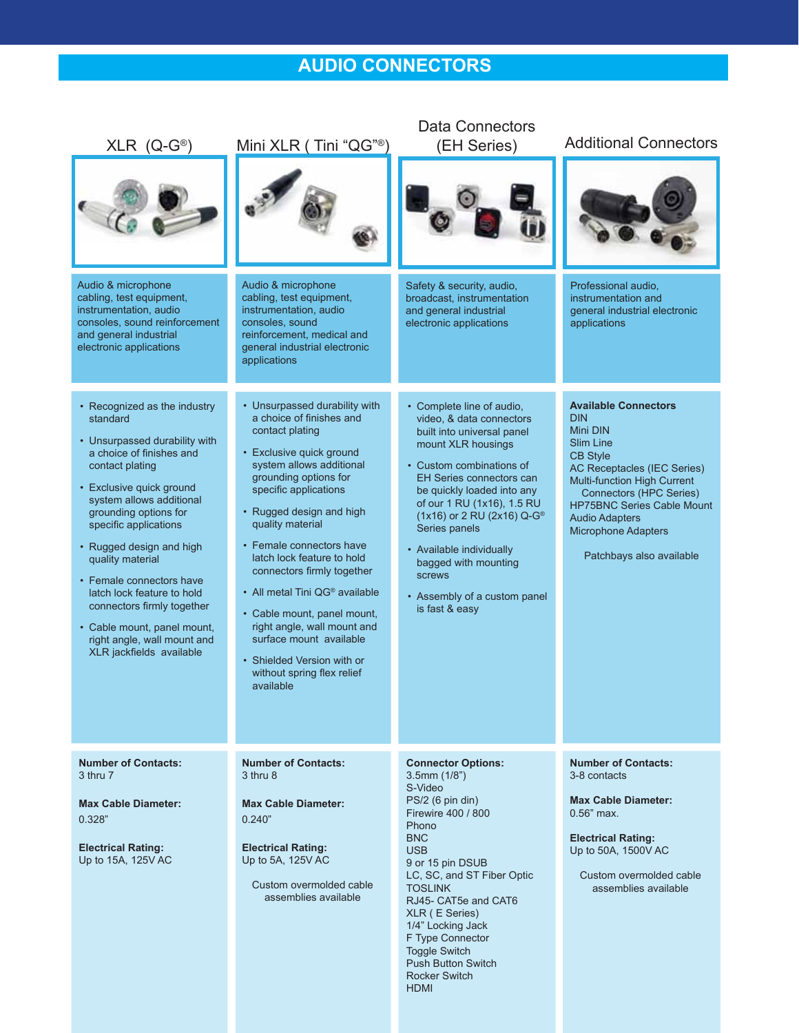# AUDIO CONNECTORS

## XLR (Q-G®)

Audio & microphone cabling, test equipment, instrumentation, audio consoles, sound reinforcement and general industrial electronic applications

- Recognized as the industry standard
- Unsurpassed durability with a choice of finishes and contact plating
- Exclusive quick ground system allows additional grounding options for specific applications
- Rugged design and high quality material
- Female connectors have latch lock feature to hold connectors firmly together
- Cable mount, panel mount, right angle, wall mount and XLR jackfields available

**Number of Contacts:**
3 thru 7

**Max Cable Diameter:**
0.328”

**Electrical Rating:**
Up to 15A, 125V AC

## Mini XLR ( Tini “QG”®)

Audio & microphone cabling, test equipment, instrumentation, audio consoles, sound reinforcement, medical and general industrial electronic applications

- Unsurpassed durability with a choice of finishes and contact plating
- Exclusive quick ground system allows additional grounding options for specific applications
- Rugged design and high quality material
- Female connectors have latch lock feature to hold connectors firmly together
- All metal Tini QG® available
- Cable mount, panel mount, right angle, wall mount and surface mount available
- Shielded Version with or without spring flex relief available

**Number of Contacts:**
3 thru 8

**Max Cable Diameter:**
0.240”

**Electrical Rating:**
Up to 5A, 125V AC

Custom overmolded cable assemblies available

## Data Connectors (EH Series)

Safety & security, audio, broadcast, instrumentation and general industrial electronic applications

- Complete line of audio, video, & data connectors built into universal panel mount XLR housings
- Custom combinations of EH Series connectors can be quickly loaded into any of our 1 RU (1x16), 1.5 RU (1x16) or 2 RU (2x16) Q-G® Series panels
- Available individually bagged with mounting screws
- Assembly of a custom panel is fast & easy

**Connector Options:**
3.5mm (1/8”)
S-Video
PS/2 (6 pin din)
Firewire 400 / 800
Phono
BNC
USB
9 or 15 pin DSUB
LC, SC, and ST Fiber Optic
TOSLINK
RJ45- CAT5e and CAT6
XLR ( E Series)
1/4” Locking Jack
F Type Connector
Toggle Switch
Push Button Switch
Rocker Switch
HDMI

## Additional Connectors

Professional audio, instrumentation and general industrial electronic applications

**Available Connectors**
DIN
Mini DIN
Slim Line
CB Style
AC Receptacles (IEC Series)
Multi-function High Current Connectors (HPC Series)
HP75BNC Series Cable Mount
Audio Adapters
Microphone Adapters

Patchbays also available

**Number of Contacts:**
3-8 contacts

**Max Cable Diameter:**
0.56” max.

**Electrical Rating:**
Up to 50A, 1500V AC

Custom overmolded cable assemblies available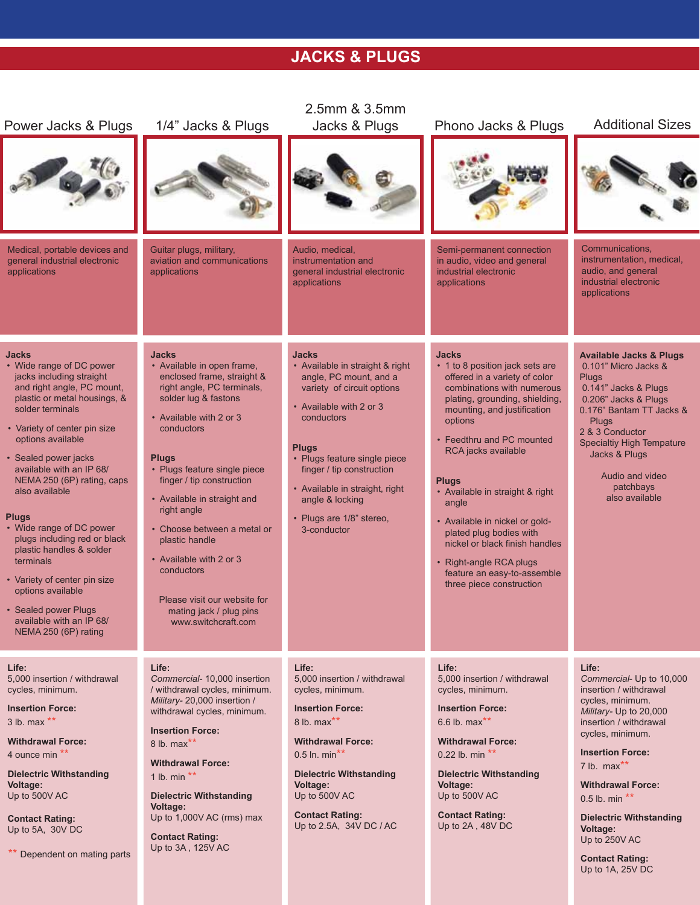# JACKS & PLUGS

## Power Jacks & Plugs

Medical, portable devices and general industrial electronic applications

**Jacks**

- Wide range of DC power jacks including straight and right angle, PC mount, plastic or metal housings, & solder terminals
- Variety of center pin size options available
- Sealed power jacks available with an IP 68/ NEMA 250 (6P) rating, caps also available

**Plugs**

- Wide range of DC power plugs including red or black plastic handles & solder terminals
- Variety of center pin size options available
- Sealed power Plugs available with an IP 68/ NEMA 250 (6P) rating

**Life:**
5,000 insertion / withdrawal cycles, minimum.

**Insertion Force:**
3 lb. max **

**Withdrawal Force:**
4 ounce min **

**Dielectric Withstanding Voltage:**
Up to 500V AC

**Contact Rating:**
Up to 5A, 30V DC

** Dependent on mating parts

## 1/4” Jacks & Plugs

Guitar plugs, military, aviation and communications applications

**Jacks**

- Available in open frame, enclosed frame, straight & right angle, PC terminals, solder lug & fastons
- Available with 2 or 3 conductors

**Plugs**

- Plugs feature single piece finger / tip construction
- Available in straight and right angle
- Choose between a metal or plastic handle
- Available with 2 or 3 conductors

Please visit our website for mating jack / plug pins www.switchcraft.com

**Life:**
*Commercial*- 10,000 insertion / withdrawal cycles, minimum. *Military*- 20,000 insertion / withdrawal cycles, minimum.

**Insertion Force:**
8 lb. max**

**Withdrawal Force:**
1 lb. min **

**Dielectric Withstanding Voltage:**
Up to 1,000V AC (rms) max

**Contact Rating:**
Up to 3A , 125V AC

## 2.5mm & 3.5mm Jacks & Plugs

Audio, medical, instrumentation and general industrial electronic applications

**Jacks**

- Available in straight & right angle, PC mount, and a variety of circuit options
- Available with 2 or 3 conductors

**Plugs**

- Plugs feature single piece finger / tip construction
- Available in straight, right angle & locking
- Plugs are 1/8” stereo, 3-conductor

**Life:**
5,000 insertion / withdrawal cycles, minimum.

**Insertion Force:**
8 lb. max**

**Withdrawal Force:**
0.5 ln. min**

**Dielectric Withstanding Voltage:**
Up to 500V AC

**Contact Rating:**
Up to 2.5A, 34V DC / AC

## Phono Jacks & Plugs

Semi-permanent connection in audio, video and general industrial electronic applications

**Jacks**

- 1 to 8 position jack sets are offered in a variety of color combinations with numerous plating, grounding, shielding, mounting, and justification options
- Feedthru and PC mounted RCA jacks available

**Plugs**

- Available in straight & right angle
- Available in nickel or gold-plated plug bodies with nickel or black finish handles
- Right-angle RCA plugs feature an easy-to-assemble three piece construction

**Life:**
5,000 insertion / withdrawal cycles, minimum.

**Insertion Force:**
6.6 lb. max**

**Withdrawal Force:**
0.22 lb. min **

**Dielectric Withstanding Voltage:**
Up to 500V AC

**Contact Rating:**
Up to 2A , 48V DC

## Additional Sizes

Communications, instrumentation, medical, audio, and general industrial electronic applications

**Available Jacks & Plugs**

0.101” Micro Jacks & Plugs
0.141” Jacks & Plugs
0.206” Jacks & Plugs
0.176” Bantam TT Jacks & Plugs
2 & 3 Conductor
Specialtiy High Tempature Jacks & Plugs

Audio and video patchbays also available

**Life:**
*Commercial*- Up to 10,000 insertion / withdrawal cycles, minimum. *Military*- Up to 20,000 insertion / withdrawal cycles, minimum.

**Insertion Force:**
7 lb. max**

**Withdrawal Force:**
0.5 lb. min **

**Dielectric Withstanding Voltage:**
Up to 250V AC

**Contact Rating:**
Up to 1A, 25V DC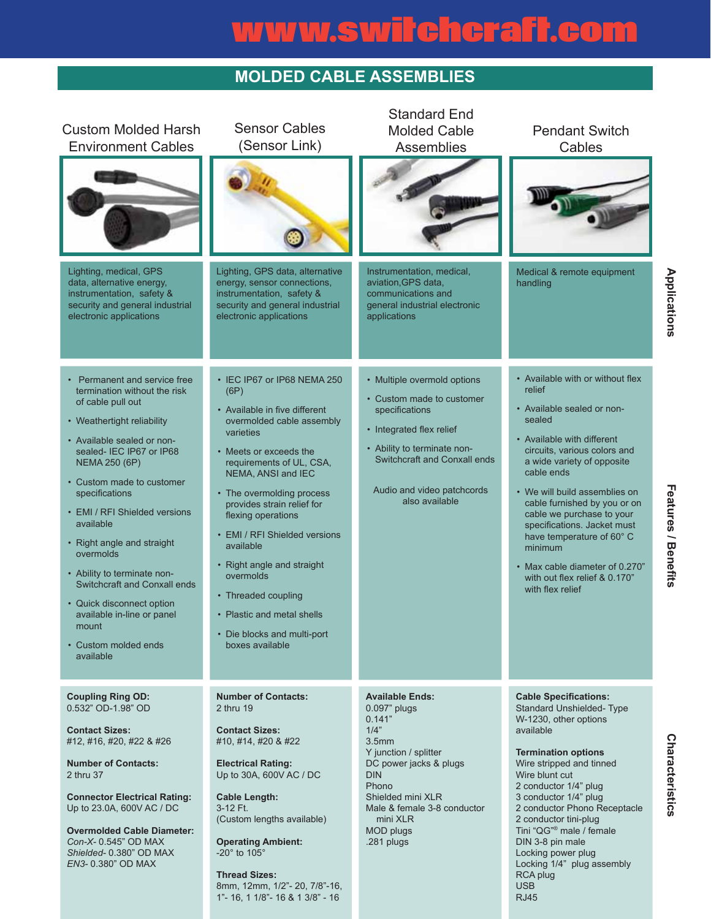www.switchcraft.com

# MOLDED CABLE ASSEMBLIES

| | Custom Molded Harsh Environment Cables | Sensor Cables (Sensor Link) | Standard End Molded Cable Assemblies | Pendant Switch Cables |
|---|---|---|---|---|
| **Applications** | Lighting, medical, GPS data, alternative energy, instrumentation, safety & security and general industrial electronic applications | Lighting, GPS data, alternative energy, sensor connections, instrumentation, safety & security and general industrial electronic applications | Instrumentation, medical, aviation,GPS data, communications and general industrial electronic applications | Medical & remote equipment handling |
| **Features / Benefits** | • Permanent and service free termination without the risk of cable pull out<br>• Weathertight reliability<br>• Available sealed or non-sealed- IEC IP67 or IP68 NEMA 250 (6P)<br>• Custom made to customer specifications<br>• EMI / RFI Shielded versions available<br>• Right angle and straight overmolds<br>• Ability to terminate non-Switchcraft and Conxall ends<br>• Quick disconnect option available in-line or panel mount<br>• Custom molded ends available | • IEC IP67 or IP68 NEMA 250 (6P)<br>• Available in five different overmolded cable assembly varieties<br>• Meets or exceeds the requirements of UL, CSA, NEMA, ANSI and IEC<br>• The overmolding process provides strain relief for flexing operations<br>• EMI / RFI Shielded versions available<br>• Right angle and straight overmolds<br>• Threaded coupling<br>• Plastic and metal shells<br>• Die blocks and multi-port boxes available | • Multiple overmold options<br>• Custom made to customer specifications<br>• Integrated flex relief<br>• Ability to terminate non-Switchcraft and Conxall ends<br><br>Audio and video patchcords also available | • Available with or without flex relief<br>• Available sealed or non-sealed<br>• Available with different circuits, various colors and a wide variety of opposite cable ends<br>• We will build assemblies on cable furnished by you or on cable we purchase to your specifications. Jacket must have temperature of 60° C minimum<br>• Max cable diameter of 0.270” with out flex relief & 0.170” with flex relief |
| **Characteristics** | **Coupling Ring OD:**<br>0.532” OD-1.98” OD<br><br>**Contact Sizes:**<br>#12, #16, #20, #22 & #26<br><br>**Number of Contacts:**<br>2 thru 37<br><br>**Connector Electrical Rating:**<br>Up to 23.0A, 600V AC / DC<br><br>**Overmolded Cable Diameter:**<br>*Con-X-* 0.545” OD MAX<br>*Shielded-* 0.380” OD MAX<br>*EN3-* 0.380” OD MAX | **Number of Contacts:**<br>2 thru 19<br><br>**Contact Sizes:**<br>#10, #14, #20 & #22<br><br>**Electrical Rating:**<br>Up to 30A, 600V AC / DC<br><br>**Cable Length:**<br>3-12 Ft.<br>(Custom lengths available)<br><br>**Operating Ambient:**<br>-20° to 105°<br><br>**Thread Sizes:**<br>8mm, 12mm, 1/2”- 20, 7/8”-16, 1”- 16, 1 1/8”- 16 & 1 3/8” - 16 | **Available Ends:**<br>0.097” plugs<br>0.141”<br>1/4”<br>3.5mm<br>Y junction / splitter<br>DC power jacks & plugs<br>DIN<br>Phono<br>Shielded mini XLR<br>Male & female 3-8 conductor mini XLR<br>MOD plugs<br>.281 plugs | **Cable Specifications:**<br>Standard Unshielded- Type W-1230, other options available<br><br>**Termination options**<br>Wire stripped and tinned<br>Wire blunt cut<br>2 conductor 1/4” plug<br>3 conductor 1/4” plug<br>2 conductor Phono Receptacle<br>2 conductor tini-plug<br>Tini “QG”® male / female<br>DIN 3-8 pin male<br>Locking power plug<br>Locking 1/4” plug assembly<br>RCA plug<br>USB<br>RJ45 |